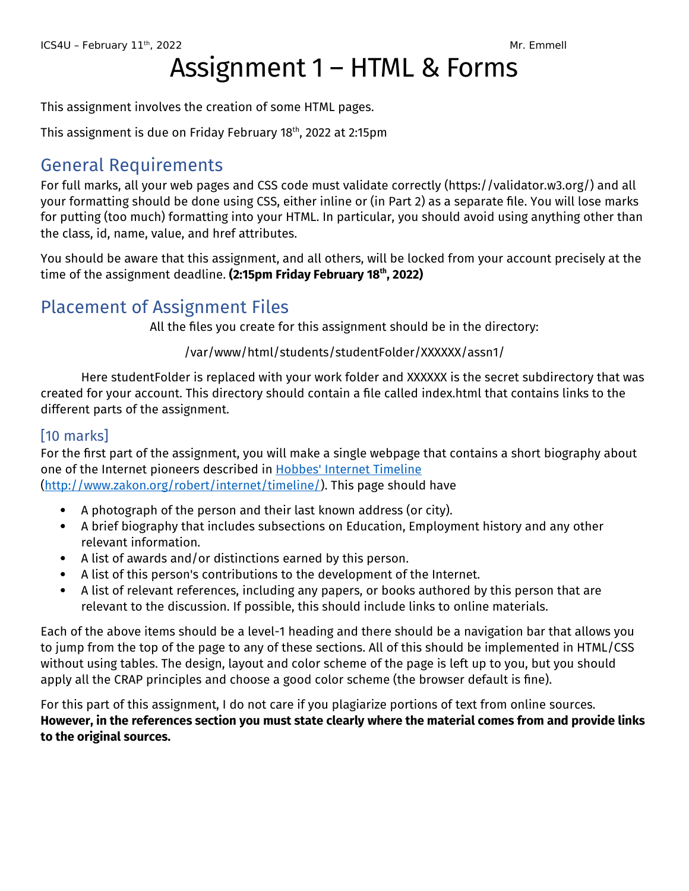# Assignment 1 – HTML & Forms

This assignment involves the creation of some HTML pages.

This assignment is due on Friday February 18th, 2022 at 2:15pm

## General Requirements

For full marks, all your web pages and CSS code must validate correctly (https://validator.w3.org/) and all your formatting should be done using CSS, either inline or (in Part 2) as a separate file. You will lose marks for putting (too much) formatting into your HTML. In particular, you should avoid using anything other than the class, id, name, value, and href attributes.

You should be aware that this assignment, and all others, will be locked from your account precisely at the time of the assignment deadline. **(2:15pm Friday February 18th, 2022)**

## Placement of Assignment Files

All the files you create for this assignment should be in the directory:

/var/www/html/students/studentFolder/XXXXXX/assn1/

Here studentFolder is replaced with your work folder and XXXXXX is the secret subdirectory that was created for your account. This directory should contain a file called index.html that contains links to the different parts of the assignment.

### [10 marks]

For the first part of the assignment, you will make a single webpage that contains a short biography about one of the Internet pioneers described in [Hobbes' Internet Timeline](http://www.zakon.org/robert/internet/timeline/) ([http://www.zakon.org/robert/internet/timeline/](http://www.zakon.org/robert/internet/timeline/)). This page should have

- A photograph of the person and their last known address (or city).
- A brief biography that includes subsections on Education, Employment history and any other relevant information.
- A list of awards and/or distinctions earned by this person.
- A list of this person's contributions to the development of the Internet.
- A list of relevant references, including any papers, or books authored by this person that are relevant to the discussion. If possible, this should include links to online materials.

Each of the above items should be a level-1 heading and there should be a navigation bar that allows you to jump from the top of the page to any of these sections. All of this should be implemented in HTML/CSS without using tables. The design, layout and color scheme of the page is left up to you, but you should apply all the CRAP principles and choose a good color scheme (the browser default is fine).

For this part of this assignment, I do not care if you plagiarize portions of text from online sources. **However, in the references section you must state clearly where the material comes from and provide links to the original sources.**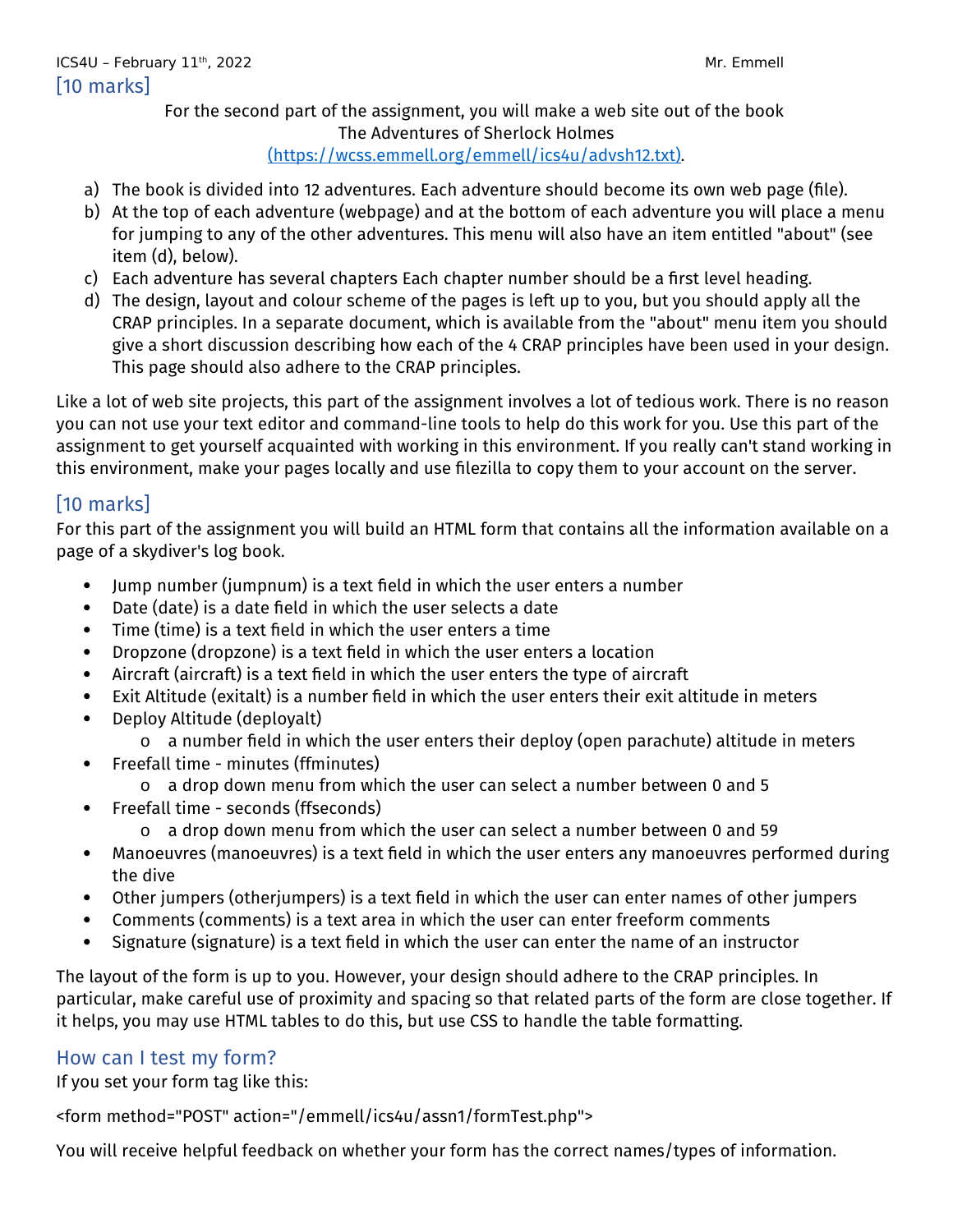## [10 marks]

For the second part of the assignment, you will make a web site out of the book
The Adventures of Sherlock Holmes
(https://wcss.emmell.org/emmell/ics4u/advsh12.txt).

a) The book is divided into 12 adventures. Each adventure should become its own web page (file).
b) At the top of each adventure (webpage) and at the bottom of each adventure you will place a menu for jumping to any of the other adventures. This menu will also have an item entitled "about" (see item (d), below).
c) Each adventure has several chapters Each chapter number should be a first level heading.
d) The design, layout and colour scheme of the pages is left up to you, but you should apply all the CRAP principles. In a separate document, which is available from the "about" menu item you should give a short discussion describing how each of the 4 CRAP principles have been used in your design. This page should also adhere to the CRAP principles.

Like a lot of web site projects, this part of the assignment involves a lot of tedious work. There is no reason you can not use your text editor and command-line tools to help do this work for you. Use this part of the assignment to get yourself acquainted with working in this environment. If you really can't stand working in this environment, make your pages locally and use filezilla to copy them to your account on the server.

## [10 marks]

For this part of the assignment you will build an HTML form that contains all the information available on a page of a skydiver's log book.

- Jump number (jumpnum) is a text field in which the user enters a number
- Date (date) is a date field in which the user selects a date
- Time (time) is a text field in which the user enters a time
- Dropzone (dropzone) is a text field in which the user enters a location
- Aircraft (aircraft) is a text field in which the user enters the type of aircraft
- Exit Altitude (exitalt) is a number field in which the user enters their exit altitude in meters
- Deploy Altitude (deployalt)
  - a number field in which the user enters their deploy (open parachute) altitude in meters
- Freefall time - minutes (ffminutes)
  - a drop down menu from which the user can select a number between 0 and 5
- Freefall time - seconds (ffseconds)
  - a drop down menu from which the user can select a number between 0 and 59
- Manoeuvres (manoeuvres) is a text field in which the user enters any manoeuvres performed during the dive
- Other jumpers (otherjumpers) is a text field in which the user can enter names of other jumpers
- Comments (comments) is a text area in which the user can enter freeform comments
- Signature (signature) is a text field in which the user can enter the name of an instructor

The layout of the form is up to you. However, your design should adhere to the CRAP principles. In particular, make careful use of proximity and spacing so that related parts of the form are close together. If it helps, you may use HTML tables to do this, but use CSS to handle the table formatting.

## How can I test my form?

If you set your form tag like this:

```
<form method="POST" action="/emmell/ics4u/assn1/formTest.php">
```

You will receive helpful feedback on whether your form has the correct names/types of information.